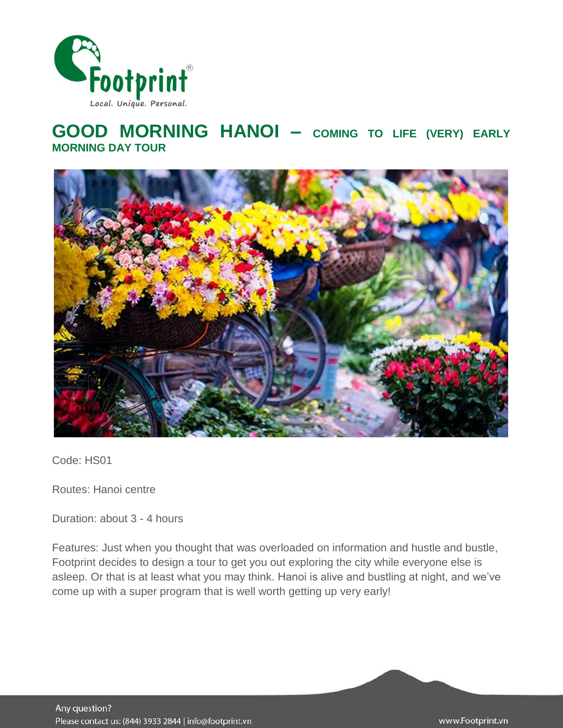# GOOD MORNING HANOI – COMING TO LIFE (VERY) EARLY MORNING DAY TOUR

Code: HS01

Routes: Hanoi centre

Duration: about 3 - 4 hours

Features: Just when you thought that was overloaded on information and hustle and bustle, Footprint decides to design a tour to get you out exploring the city while everyone else is asleep. Or that is at least what you may think. Hanoi is alive and bustling at night, and we've come up with a super program that is well worth getting up very early!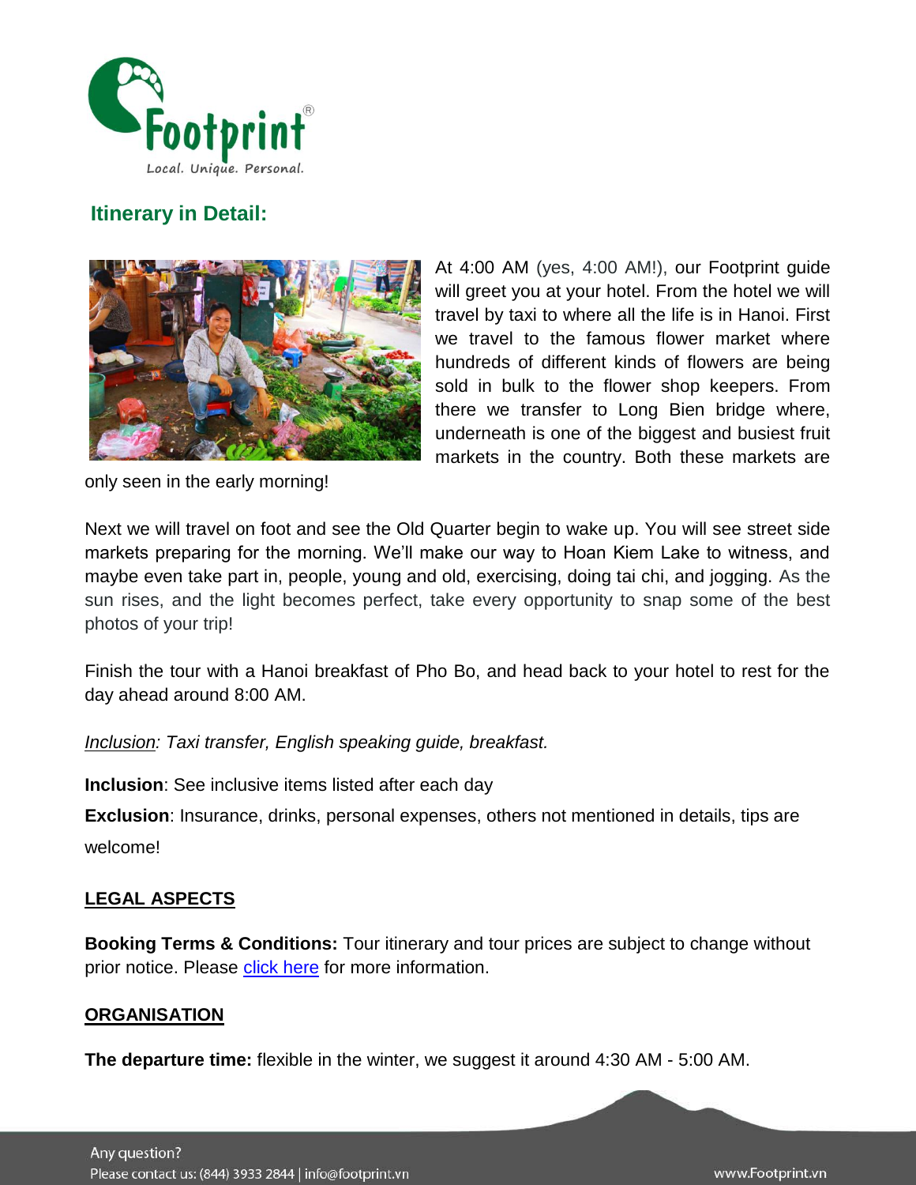## Itinerary in Detail:

At 4:00 AM (yes, 4:00 AM!), our Footprint guide will greet you at your hotel. From the hotel we will travel by taxi to where all the life is in Hanoi. First we travel to the famous flower market where hundreds of different kinds of flowers are being sold in bulk to the flower shop keepers. From there we transfer to Long Bien bridge where, underneath is one of the biggest and busiest fruit markets in the country. Both these markets are only seen in the early morning!

Next we will travel on foot and see the Old Quarter begin to wake up. You will see street side markets preparing for the morning. We'll make our way to Hoan Kiem Lake to witness, and maybe even take part in, people, young and old, exercising, doing tai chi, and jogging. As the sun rises, and the light becomes perfect, take every opportunity to snap some of the best photos of your trip!

Finish the tour with a Hanoi breakfast of Pho Bo, and head back to your hotel to rest for the day ahead around 8:00 AM.

*Inclusion: Taxi transfer, English speaking guide, breakfast.*

**Inclusion**: See inclusive items listed after each day

**Exclusion**: Insurance, drinks, personal expenses, others not mentioned in details, tips are welcome!

### LEGAL ASPECTS

**Booking Terms & Conditions:** Tour itinerary and tour prices are subject to change without prior notice. Please click here for more information.

### ORGANISATION

**The departure time:** flexible in the winter, we suggest it around 4:30 AM - 5:00 AM.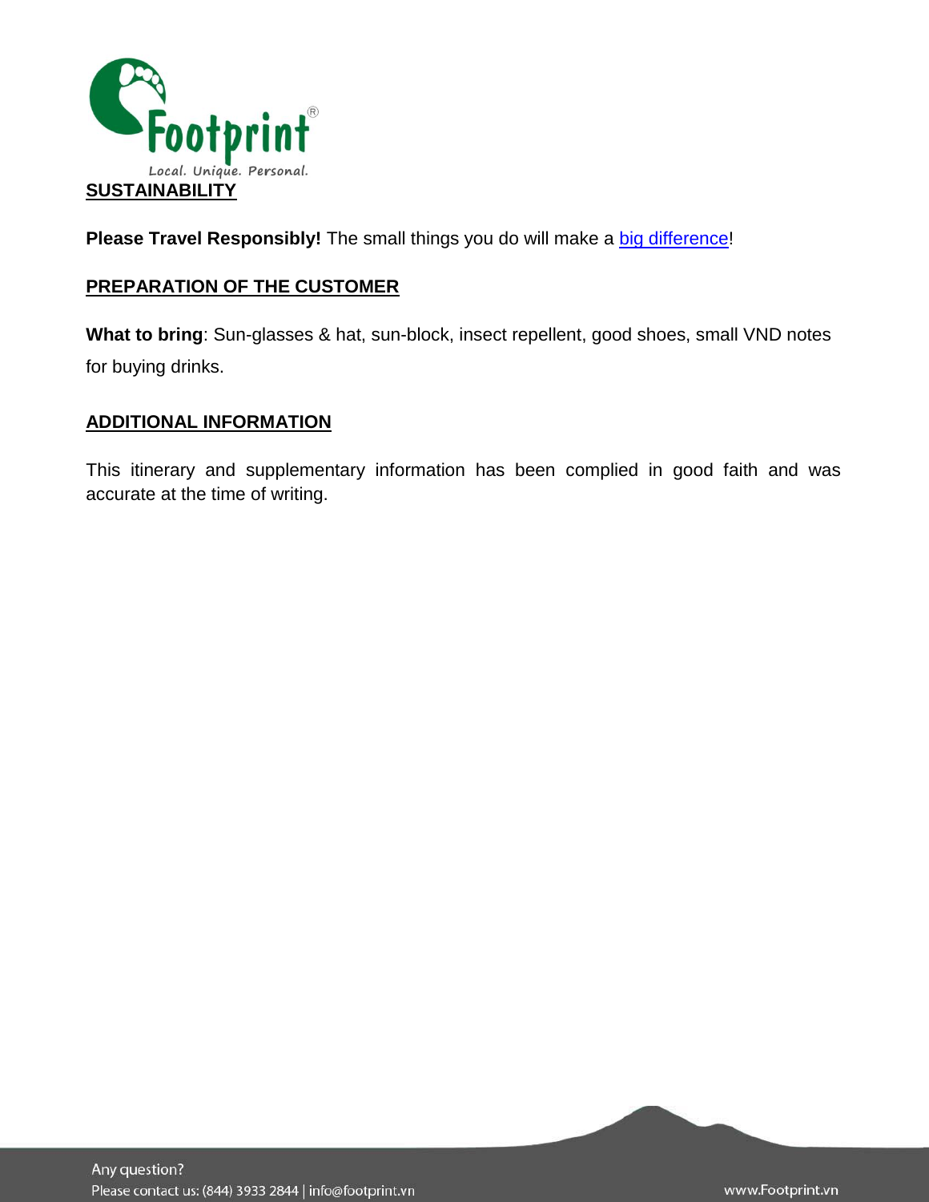## SUSTAINABILITY

**Please Travel Responsibly!** The small things you do will make a big difference!

## PREPARATION OF THE CUSTOMER

**What to bring**: Sun-glasses & hat, sun-block, insect repellent, good shoes, small VND notes for buying drinks.

## ADDITIONAL INFORMATION

This itinerary and supplementary information has been complied in good faith and was accurate at the time of writing.